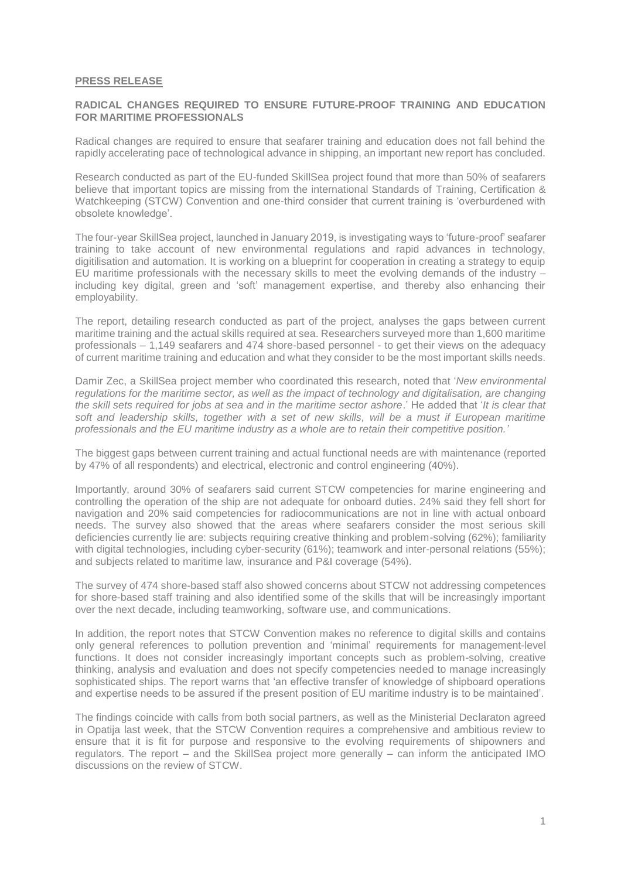**PRESS RELEASE**

**RADICAL CHANGES REQUIRED TO ENSURE FUTURE-PROOF TRAINING AND EDUCATION FOR MARITIME PROFESSIONALS**

Radical changes are required to ensure that seafarer training and education does not fall behind the rapidly accelerating pace of technological advance in shipping, an important new report has concluded.

Research conducted as part of the EU-funded SkillSea project found that more than 50% of seafarers believe that important topics are missing from the international Standards of Training, Certification & Watchkeeping (STCW) Convention and one-third consider that current training is 'overburdened with obsolete knowledge'.

The four-year SkillSea project, launched in January 2019, is investigating ways to 'future-proof' seafarer training to take account of new environmental regulations and rapid advances in technology, digitilisation and automation. It is working on a blueprint for cooperation in creating a strategy to equip EU maritime professionals with the necessary skills to meet the evolving demands of the industry – including key digital, green and 'soft' management expertise, and thereby also enhancing their employability.

The report, detailing research conducted as part of the project, analyses the gaps between current maritime training and the actual skills required at sea. Researchers surveyed more than 1,600 maritime professionals – 1,149 seafarers and 474 shore-based personnel - to get their views on the adequacy of current maritime training and education and what they consider to be the most important skills needs.

Damir Zec, a SkillSea project member who coordinated this research, noted that '*New environmental regulations for the maritime sector, as well as the impact of technology and digitalisation, are changing the skill sets required for jobs at sea and in the maritime sector ashore*.' He added that '*It is clear that soft and leadership skills, together with a set of new skills, will be a must if European maritime professionals and the EU maritime industry as a whole are to retain their competitive position.'*

The biggest gaps between current training and actual functional needs are with maintenance (reported by 47% of all respondents) and electrical, electronic and control engineering (40%).

Importantly, around 30% of seafarers said current STCW competencies for marine engineering and controlling the operation of the ship are not adequate for onboard duties. 24% said they fell short for navigation and 20% said competencies for radiocommunications are not in line with actual onboard needs. The survey also showed that the areas where seafarers consider the most serious skill deficiencies currently lie are: subjects requiring creative thinking and problem-solving (62%); familiarity with digital technologies, including cyber-security (61%); teamwork and inter-personal relations (55%); and subjects related to maritime law, insurance and P&I coverage (54%).

The survey of 474 shore-based staff also showed concerns about STCW not addressing competences for shore-based staff training and also identified some of the skills that will be increasingly important over the next decade, including teamworking, software use, and communications.

In addition, the report notes that STCW Convention makes no reference to digital skills and contains only general references to pollution prevention and 'minimal' requirements for management-level functions. It does not consider increasingly important concepts such as problem-solving, creative thinking, analysis and evaluation and does not specify competencies needed to manage increasingly sophisticated ships. The report warns that 'an effective transfer of knowledge of shipboard operations and expertise needs to be assured if the present position of EU maritime industry is to be maintained'.

The findings coincide with calls from both social partners, as well as the Ministerial Declaraton agreed in Opatija last week, that the STCW Convention requires a comprehensive and ambitious review to ensure that it is fit for purpose and responsive to the evolving requirements of shipowners and regulators. The report – and the SkillSea project more generally – can inform the anticipated IMO discussions on the review of STCW.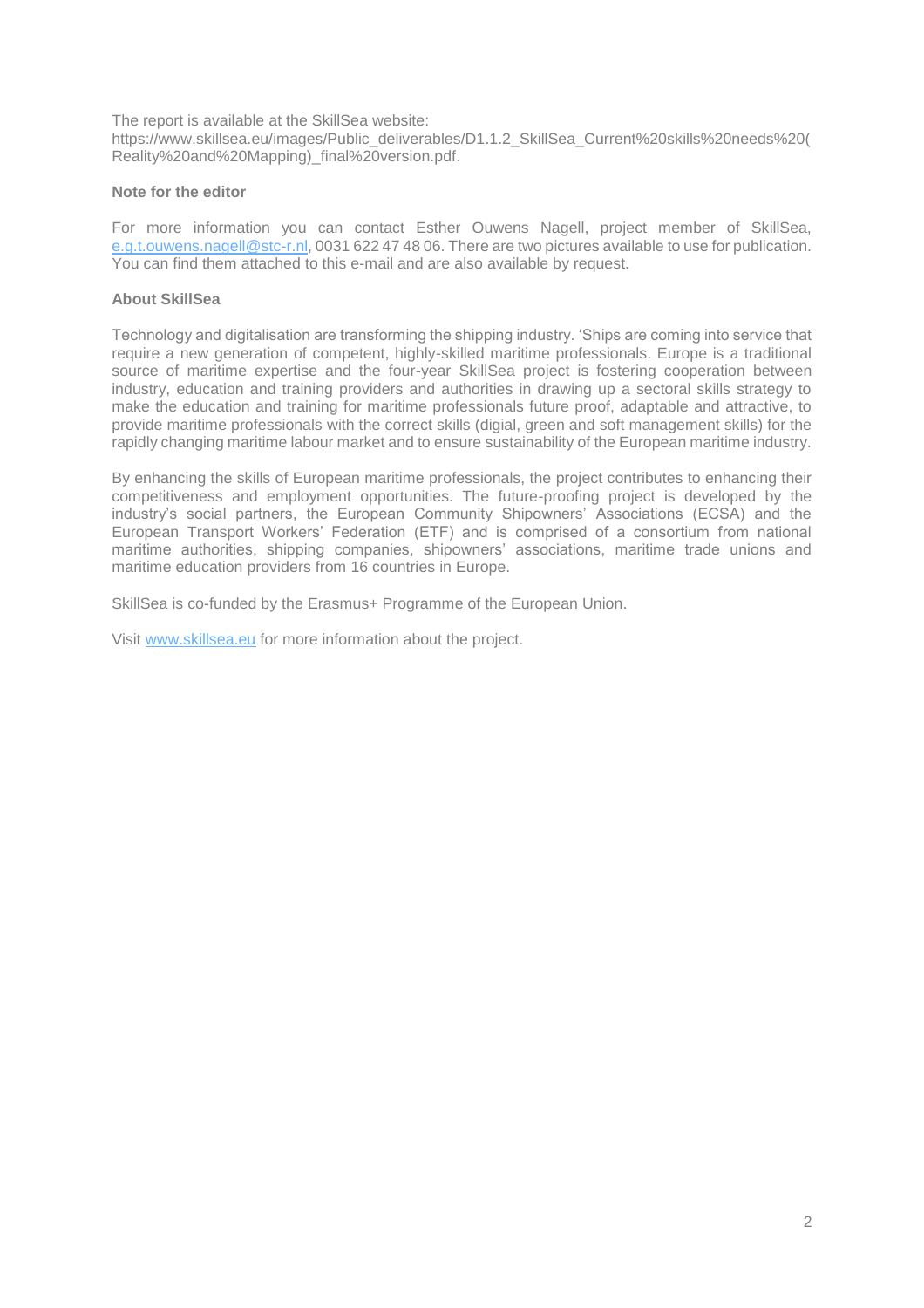The report is available at the SkillSea website: https://www.skillsea.eu/images/Public_deliverables/D1.1.2_SkillSea_Current%20skills%20needs%20(Reality%20and%20Mapping)_final%20version.pdf.

**Note for the editor**

For more information you can contact Esther Ouwens Nagell, project member of SkillSea, e.g.t.ouwens.nagell@stc-r.nl, 0031 622 47 48 06. There are two pictures available to use for publication. You can find them attached to this e-mail and are also available by request.

**About SkillSea**

Technology and digitalisation are transforming the shipping industry. 'Ships are coming into service that require a new generation of competent, highly-skilled maritime professionals. Europe is a traditional source of maritime expertise and the four-year SkillSea project is fostering cooperation between industry, education and training providers and authorities in drawing up a sectoral skills strategy to make the education and training for maritime professionals future proof, adaptable and attractive, to provide maritime professionals with the correct skills (digial, green and soft management skills) for the rapidly changing maritime labour market and to ensure sustainability of the European maritime industry.

By enhancing the skills of European maritime professionals, the project contributes to enhancing their competitiveness and employment opportunities. The future-proofing project is developed by the industry's social partners, the European Community Shipowners' Associations (ECSA) and the European Transport Workers' Federation (ETF) and is comprised of a consortium from national maritime authorities, shipping companies, shipowners' associations, maritime trade unions and maritime education providers from 16 countries in Europe.

SkillSea is co-funded by the Erasmus+ Programme of the European Union.

Visit www.skillsea.eu for more information about the project.